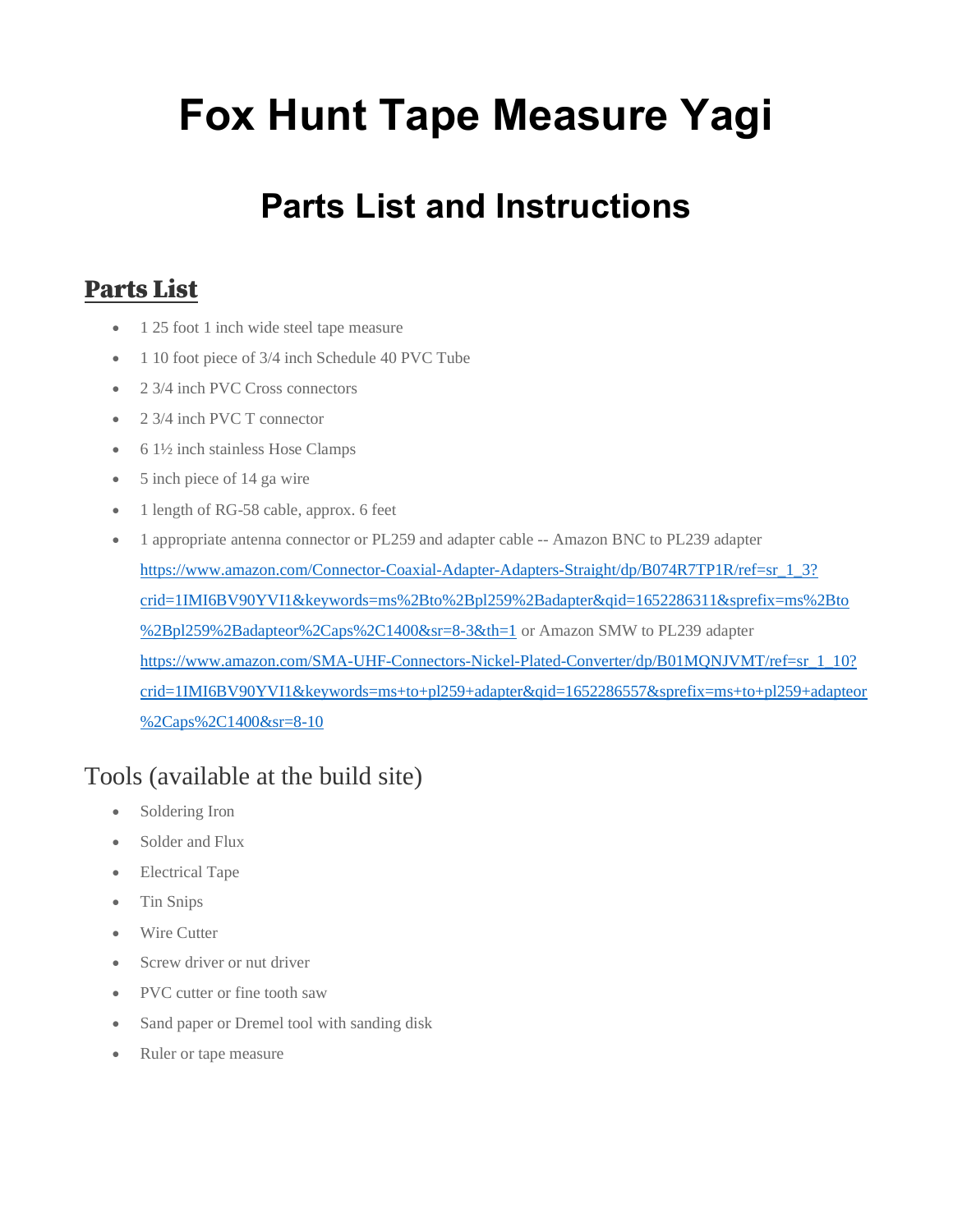# Fox Hunt Tape Measure Yagi

## Parts List and Instructions

## Parts List

- 1 25 foot 1 inch wide steel tape measure
- 1 10 foot piece of 3/4 inch Schedule 40 PVC Tube
- 2 3/4 inch PVC Cross connectors
- 2 3/4 inch PVC T connector
- 6 1½ inch stainless Hose Clamps
- 5 inch piece of 14 ga wire
- 1 length of RG-58 cable, approx. 6 feet
- 1 appropriate antenna connector or PL259 and adapter cable -- Amazon BNC to PL239 adapter https://www.amazon.com/Connector-Coaxial-Adapter-Adapters-Straight/dp/B074R7TP1R/ref=sr_1_3?crid=1IMI6BV90YVI1&keywords=ms%2Bto%2Bpl259%2Badapter&qid=1652286311&sprefix=ms%2Bto%2Bpl259%2Badapteor%2Caps%2C1400&sr=8-3&th=1 or Amazon SMW to PL239 adapter https://www.amazon.com/SMA-UHF-Connectors-Nickel-Plated-Converter/dp/B01MQNJVMT/ref=sr_1_10?crid=1IMI6BV90YVI1&keywords=ms+to+pl259+adapter&qid=1652286557&sprefix=ms+to+pl259+adapteor%2Caps%2C1400&sr=8-10

## Tools (available at the build site)

- Soldering Iron
- Solder and Flux
- Electrical Tape
- Tin Snips
- Wire Cutter
- Screw driver or nut driver
- PVC cutter or fine tooth saw
- Sand paper or Dremel tool with sanding disk
- Ruler or tape measure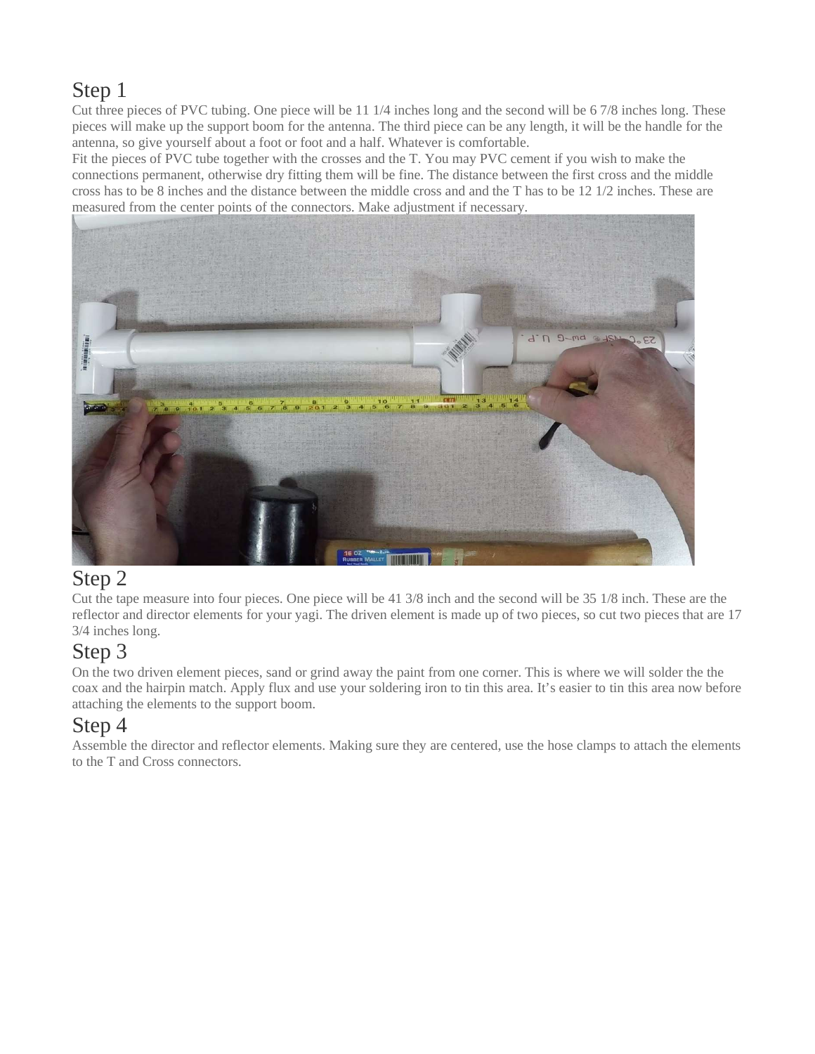## Step 1

Cut three pieces of PVC tubing. One piece will be 11 1/4 inches long and the second will be 6 7/8 inches long. These pieces will make up the support boom for the antenna. The third piece can be any length, it will be the handle for the antenna, so give yourself about a foot or foot and a half. Whatever is comfortable.

Fit the pieces of PVC tube together with the crosses and the T. You may PVC cement if you wish to make the connections permanent, otherwise dry fitting them will be fine. The distance between the first cross and the middle cross has to be 8 inches and the distance between the middle cross and and the T has to be 12 1/2 inches. These are measured from the center points of the connectors. Make adjustment if necessary.

## Step 2

Cut the tape measure into four pieces. One piece will be 41 3/8 inch and the second will be 35 1/8 inch. These are the reflector and director elements for your yagi. The driven element is made up of two pieces, so cut two pieces that are 17 3/4 inches long.

## Step 3

On the two driven element pieces, sand or grind away the paint from one corner. This is where we will solder the the coax and the hairpin match. Apply flux and use your soldering iron to tin this area. It's easier to tin this area now before attaching the elements to the support boom.

## Step 4

Assemble the director and reflector elements. Making sure they are centered, use the hose clamps to attach the elements to the T and Cross connectors.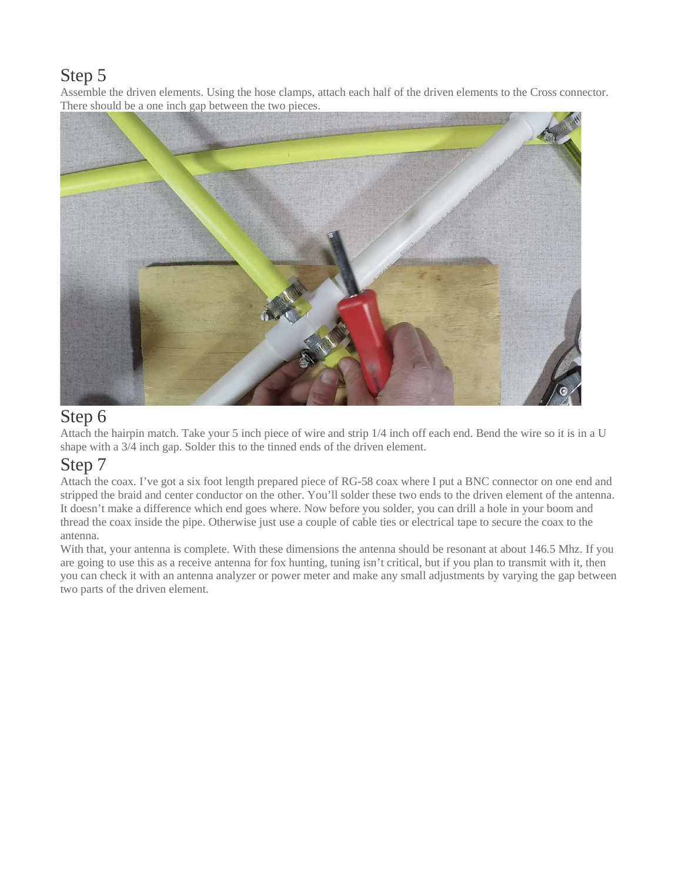## Step 5

Assemble the driven elements. Using the hose clamps, attach each half of the driven elements to the Cross connector. There should be a one inch gap between the two pieces.

## Step 6

Attach the hairpin match. Take your 5 inch piece of wire and strip 1/4 inch off each end. Bend the wire so it is in a U shape with a 3/4 inch gap. Solder this to the tinned ends of the driven element.

## Step 7

Attach the coax. I've got a six foot length prepared piece of RG-58 coax where I put a BNC connector on one end and stripped the braid and center conductor on the other. You'll solder these two ends to the driven element of the antenna. It doesn't make a difference which end goes where. Now before you solder, you can drill a hole in your boom and thread the coax inside the pipe. Otherwise just use a couple of cable ties or electrical tape to secure the coax to the antenna.

With that, your antenna is complete. With these dimensions the antenna should be resonant at about 146.5 Mhz. If you are going to use this as a receive antenna for fox hunting, tuning isn't critical, but if you plan to transmit with it, then you can check it with an antenna analyzer or power meter and make any small adjustments by varying the gap between two parts of the driven element.